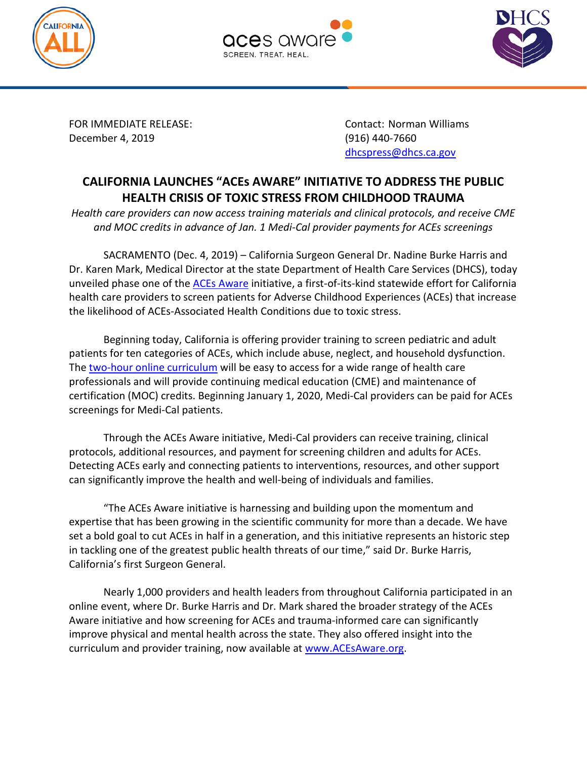FOR IMMEDIATE RELEASE:
December 4, 2019

Contact: Norman Williams
(916) 440-7660
dhcspress@dhcs.ca.gov

# CALIFORNIA LAUNCHES "ACEs AWARE" INITIATIVE TO ADDRESS THE PUBLIC HEALTH CRISIS OF TOXIC STRESS FROM CHILDHOOD TRAUMA

*Health care providers can now access training materials and clinical protocols, and receive CME and MOC credits in advance of Jan. 1 Medi-Cal provider payments for ACEs screenings*

SACRAMENTO (Dec. 4, 2019) – California Surgeon General Dr. Nadine Burke Harris and Dr. Karen Mark, Medical Director at the state Department of Health Care Services (DHCS), today unveiled phase one of the ACEs Aware initiative, a first-of-its-kind statewide effort for California health care providers to screen patients for Adverse Childhood Experiences (ACEs) that increase the likelihood of ACEs-Associated Health Conditions due to toxic stress.

Beginning today, California is offering provider training to screen pediatric and adult patients for ten categories of ACEs, which include abuse, neglect, and household dysfunction. The two-hour online curriculum will be easy to access for a wide range of health care professionals and will provide continuing medical education (CME) and maintenance of certification (MOC) credits. Beginning January 1, 2020, Medi-Cal providers can be paid for ACEs screenings for Medi-Cal patients.

Through the ACEs Aware initiative, Medi-Cal providers can receive training, clinical protocols, additional resources, and payment for screening children and adults for ACEs. Detecting ACEs early and connecting patients to interventions, resources, and other support can significantly improve the health and well-being of individuals and families.

"The ACEs Aware initiative is harnessing and building upon the momentum and expertise that has been growing in the scientific community for more than a decade. We have set a bold goal to cut ACEs in half in a generation, and this initiative represents an historic step in tackling one of the greatest public health threats of our time," said Dr. Burke Harris, California's first Surgeon General.

Nearly 1,000 providers and health leaders from throughout California participated in an online event, where Dr. Burke Harris and Dr. Mark shared the broader strategy of the ACEs Aware initiative and how screening for ACEs and trauma-informed care can significantly improve physical and mental health across the state. They also offered insight into the curriculum and provider training, now available at www.ACEsAware.org.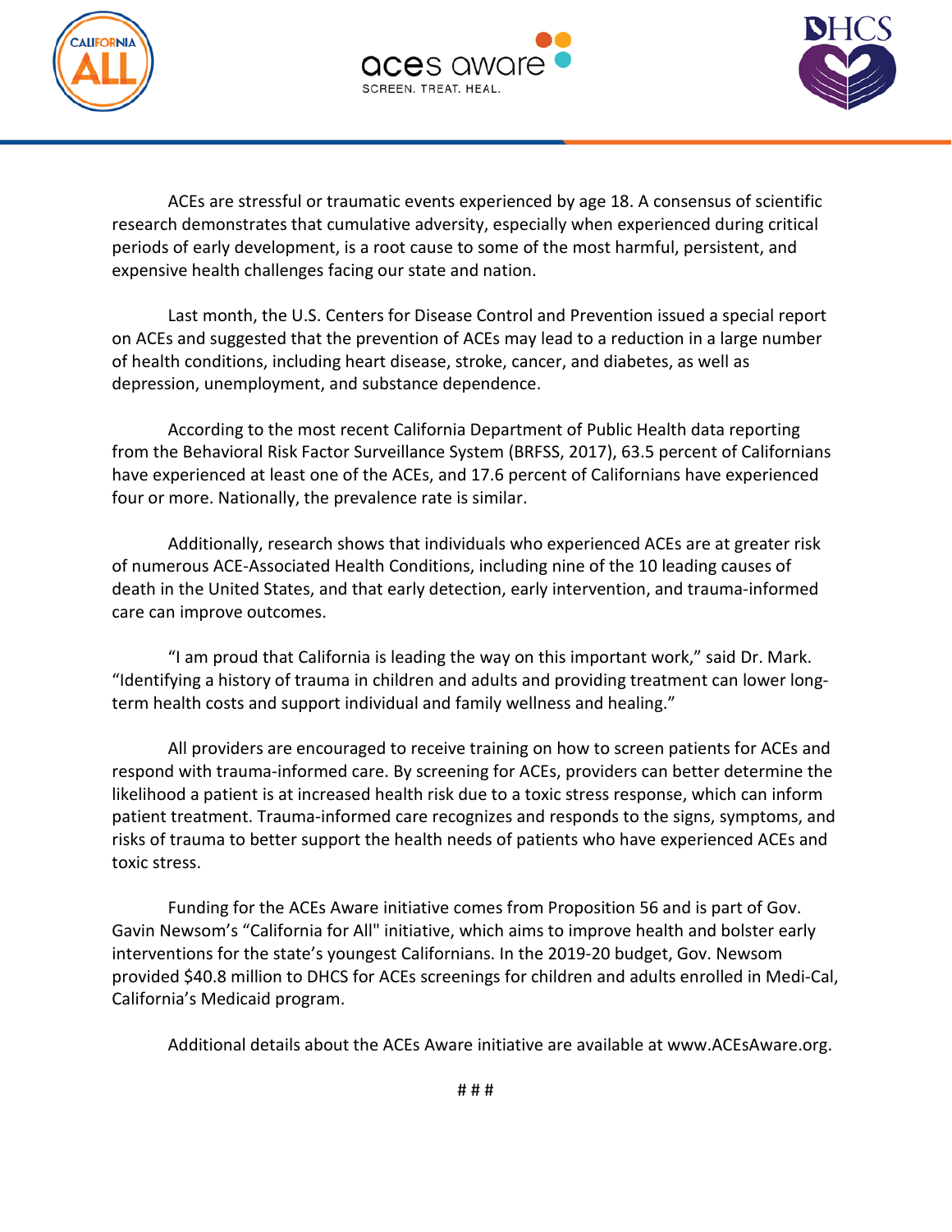ACEs are stressful or traumatic events experienced by age 18. A consensus of scientific research demonstrates that cumulative adversity, especially when experienced during critical periods of early development, is a root cause to some of the most harmful, persistent, and expensive health challenges facing our state and nation.

Last month, the U.S. Centers for Disease Control and Prevention issued a special report on ACEs and suggested that the prevention of ACEs may lead to a reduction in a large number of health conditions, including heart disease, stroke, cancer, and diabetes, as well as depression, unemployment, and substance dependence.

According to the most recent California Department of Public Health data reporting from the Behavioral Risk Factor Surveillance System (BRFSS, 2017), 63.5 percent of Californians have experienced at least one of the ACEs, and 17.6 percent of Californians have experienced four or more. Nationally, the prevalence rate is similar.

Additionally, research shows that individuals who experienced ACEs are at greater risk of numerous ACE-Associated Health Conditions, including nine of the 10 leading causes of death in the United States, and that early detection, early intervention, and trauma-informed care can improve outcomes.

"I am proud that California is leading the way on this important work," said Dr. Mark. "Identifying a history of trauma in children and adults and providing treatment can lower long-term health costs and support individual and family wellness and healing."

All providers are encouraged to receive training on how to screen patients for ACEs and respond with trauma-informed care. By screening for ACEs, providers can better determine the likelihood a patient is at increased health risk due to a toxic stress response, which can inform patient treatment. Trauma-informed care recognizes and responds to the signs, symptoms, and risks of trauma to better support the health needs of patients who have experienced ACEs and toxic stress.

Funding for the ACEs Aware initiative comes from Proposition 56 and is part of Gov. Gavin Newsom's "California for All" initiative, which aims to improve health and bolster early interventions for the state's youngest Californians. In the 2019-20 budget, Gov. Newsom provided $40.8 million to DHCS for ACEs screenings for children and adults enrolled in Medi-Cal, California's Medicaid program.

Additional details about the ACEs Aware initiative are available at www.ACEsAware.org.

# # #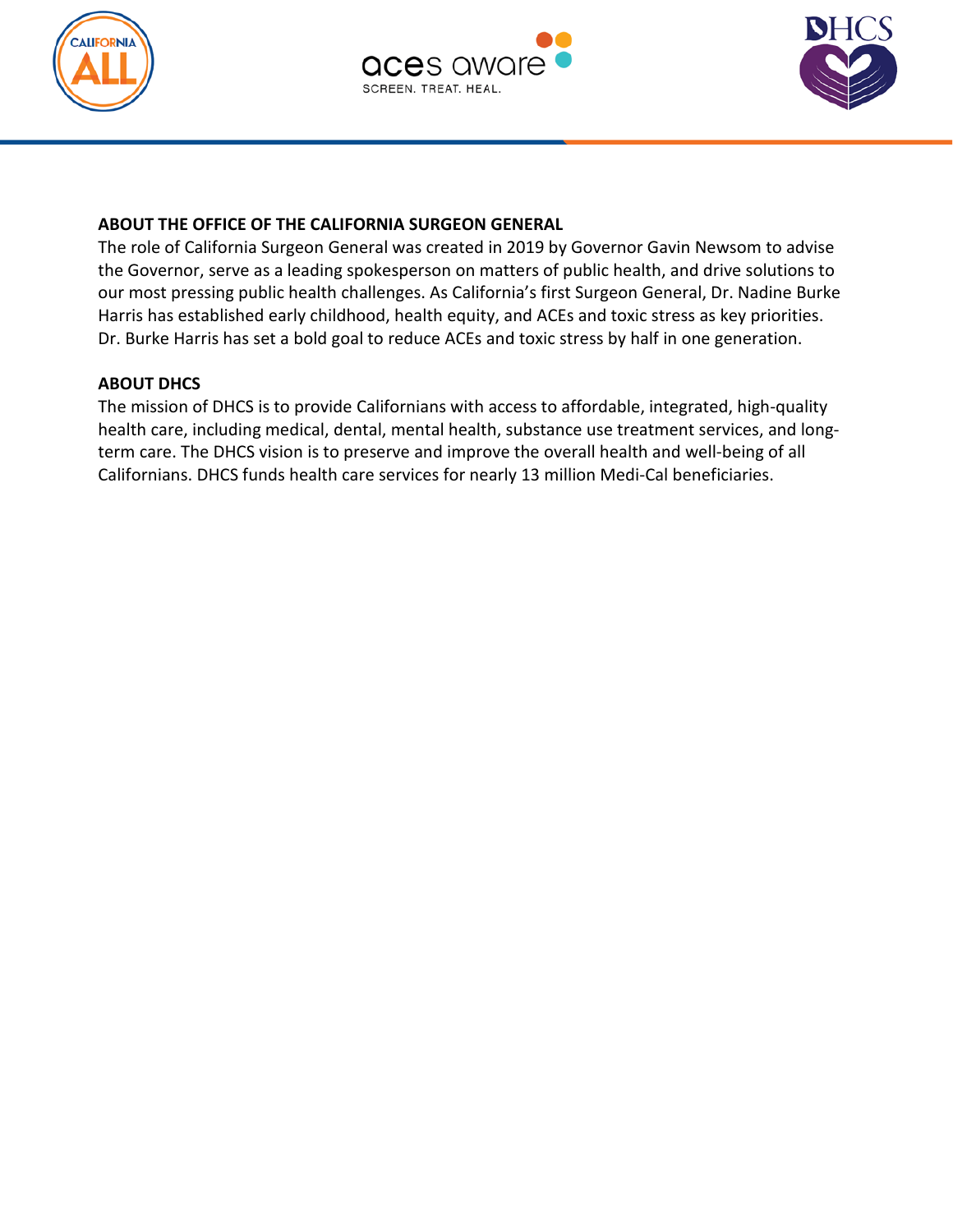**ABOUT THE OFFICE OF THE CALIFORNIA SURGEON GENERAL**

The role of California Surgeon General was created in 2019 by Governor Gavin Newsom to advise the Governor, serve as a leading spokesperson on matters of public health, and drive solutions to our most pressing public health challenges. As California's first Surgeon General, Dr. Nadine Burke Harris has established early childhood, health equity, and ACEs and toxic stress as key priorities. Dr. Burke Harris has set a bold goal to reduce ACEs and toxic stress by half in one generation.

**ABOUT DHCS**

The mission of DHCS is to provide Californians with access to affordable, integrated, high-quality health care, including medical, dental, mental health, substance use treatment services, and long-term care. The DHCS vision is to preserve and improve the overall health and well-being of all Californians. DHCS funds health care services for nearly 13 million Medi-Cal beneficiaries.